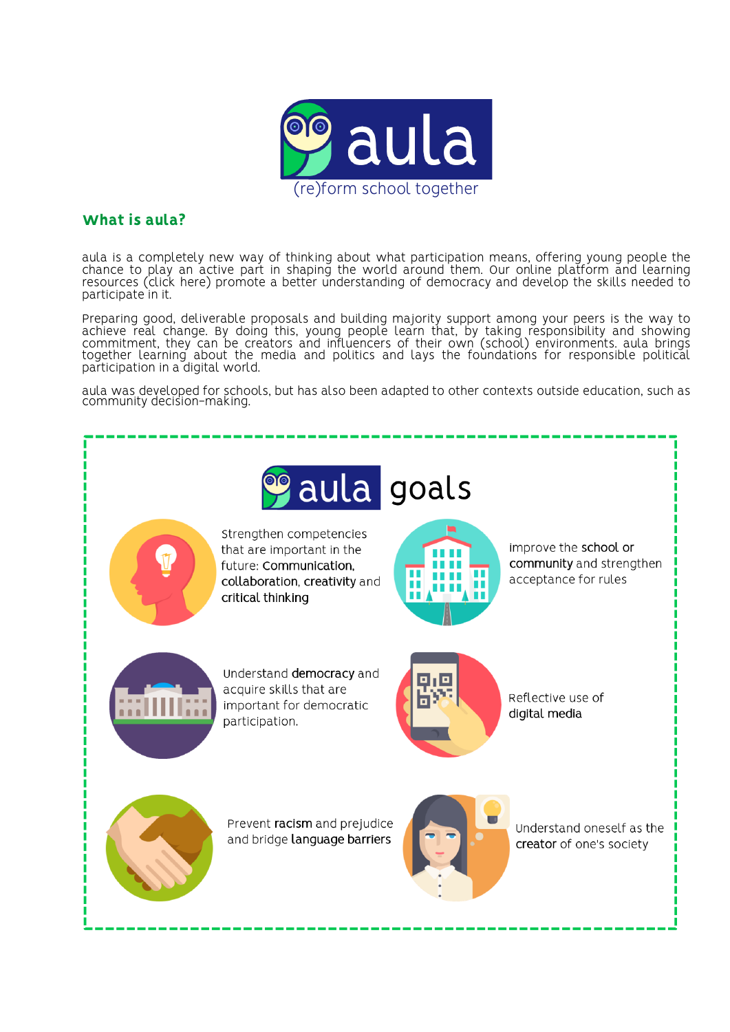aula

(re)form school together

## What is aula?

aula is a completely new way of thinking about what participation means, offering young people the chance to play an active part in shaping the world around them. Our online platform and learning resources (click here) promote a better understanding of democracy and develop the skills needed to participate in it.

Preparing good, deliverable proposals and building majority support among your peers is the way to achieve real change. By doing this, young people learn that, by taking responsibility and showing commitment, they can be creators and influencers of their own (school) environments. aula brings together learning about the media and politics and lays the foundations for responsible political participation in a digital world.

aula was developed for schools, but has also been adapted to other contexts outside education, such as community decision-making.

## aula goals

- Strengthen competencies that are important in the future: **Communication, collaboration, creativity** and **critical thinking**
- improve the **school or community** and strengthen acceptance for rules
- Understand **democracy** and acquire skills that are important for democratic participation.
- Reflective use of **digital media**
- Prevent **racism** and prejudice and bridge **language barriers**
- Understand oneself as the **creator** of one's society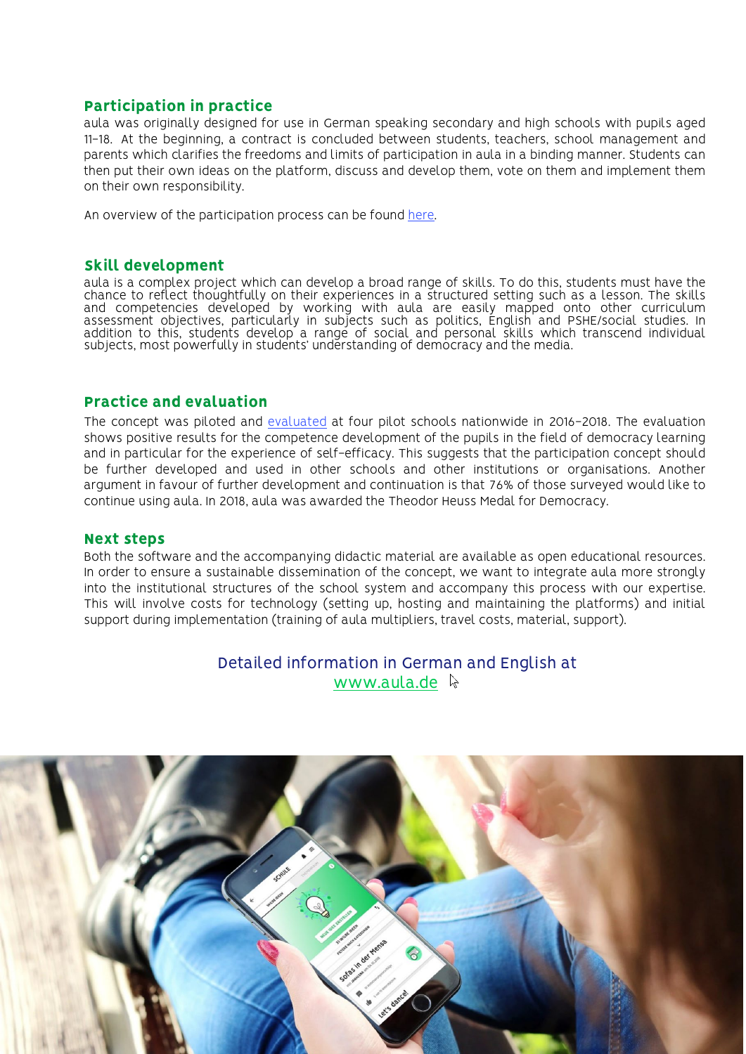## Participation in practice

aula was originally designed for use in German speaking secondary and high schools with pupils aged 11-18. At the beginning, a contract is concluded between students, teachers, school management and parents which clarifies the freedoms and limits of participation in aula in a binding manner. Students can then put their own ideas on the platform, discuss and develop them, vote on them and implement them on their own responsibility.

An overview of the participation process can be found here.

## Skill development

aula is a complex project which can develop a broad range of skills. To do this, students must have the chance to reflect thoughtfully on their experiences in a structured setting such as a lesson. The skills and competencies developed by working with aula are easily mapped onto other curriculum assessment objectives, particularly in subjects such as politics, English and PSHE/social studies. In addition to this, students develop a range of social and personal skills which transcend individual subjects, most powerfully in students' understanding of democracy and the media.

## Practice and evaluation

The concept was piloted and evaluated at four pilot schools nationwide in 2016-2018. The evaluation shows positive results for the competence development of the pupils in the field of democracy learning and in particular for the experience of self-efficacy. This suggests that the participation concept should be further developed and used in other schools and other institutions or organisations. Another argument in favour of further development and continuation is that 76% of those surveyed would like to continue using aula. In 2018, aula was awarded the Theodor Heuss Medal for Democracy.

## Next steps

Both the software and the accompanying didactic material are available as open educational resources. In order to ensure a sustainable dissemination of the concept, we want to integrate aula more strongly into the institutional structures of the school system and accompany this process with our expertise. This will involve costs for technology (setting up, hosting and maintaining the platforms) and initial support during implementation (training of aula multipliers, travel costs, material, support).

Detailed information in German and English at
www.aula.de